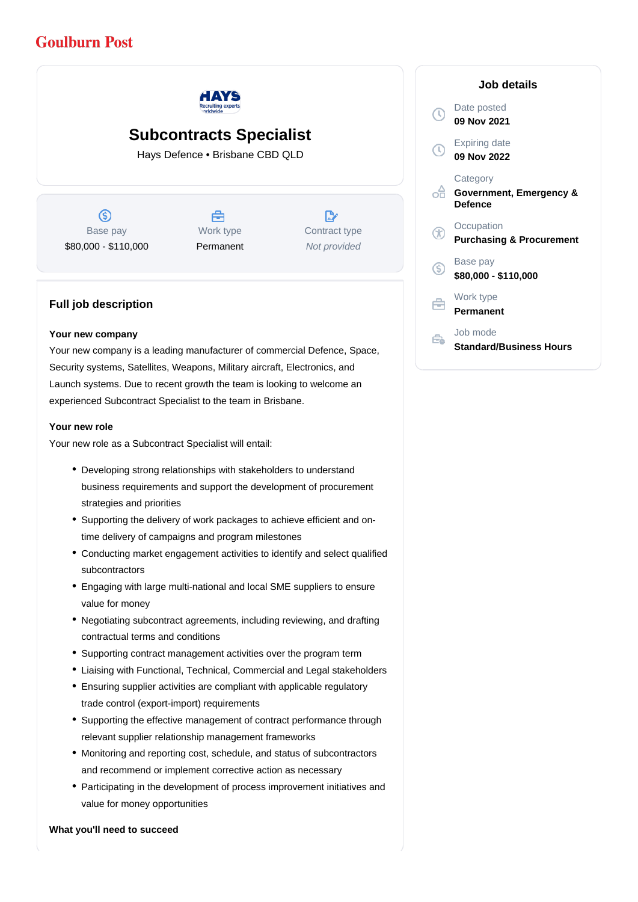Goulburn Post

# Subcontracts Specialist

Hays Defence • Brisbane CBD QLD

| Base pay | Work type | Contract type |
|---|---|---|
| $80,000 - $110,000 | Permanent | *Not provided* |

## Job details

- Date posted: **09 Nov 2021**
- Expiring date: **09 Nov 2022**
- Category: **Government, Emergency & Defence**
- Occupation: **Purchasing & Procurement**
- Base pay: **$80,000 - $110,000**
- Work type: **Permanent**
- Job mode: **Standard/Business Hours**

## Full job description

**Your new company**

Your new company is a leading manufacturer of commercial Defence, Space, Security systems, Satellites, Weapons, Military aircraft, Electronics, and Launch systems. Due to recent growth the team is looking to welcome an experienced Subcontract Specialist to the team in Brisbane.

**Your new role**

Your new role as a Subcontract Specialist will entail:

- Developing strong relationships with stakeholders to understand business requirements and support the development of procurement strategies and priorities
- Supporting the delivery of work packages to achieve efficient and on-time delivery of campaigns and program milestones
- Conducting market engagement activities to identify and select qualified subcontractors
- Engaging with large multi-national and local SME suppliers to ensure value for money
- Negotiating subcontract agreements, including reviewing, and drafting contractual terms and conditions
- Supporting contract management activities over the program term
- Liaising with Functional, Technical, Commercial and Legal stakeholders
- Ensuring supplier activities are compliant with applicable regulatory trade control (export-import) requirements
- Supporting the effective management of contract performance through relevant supplier relationship management frameworks
- Monitoring and reporting cost, schedule, and status of subcontractors and recommend or implement corrective action as necessary
- Participating in the development of process improvement initiatives and value for money opportunities

**What you'll need to succeed**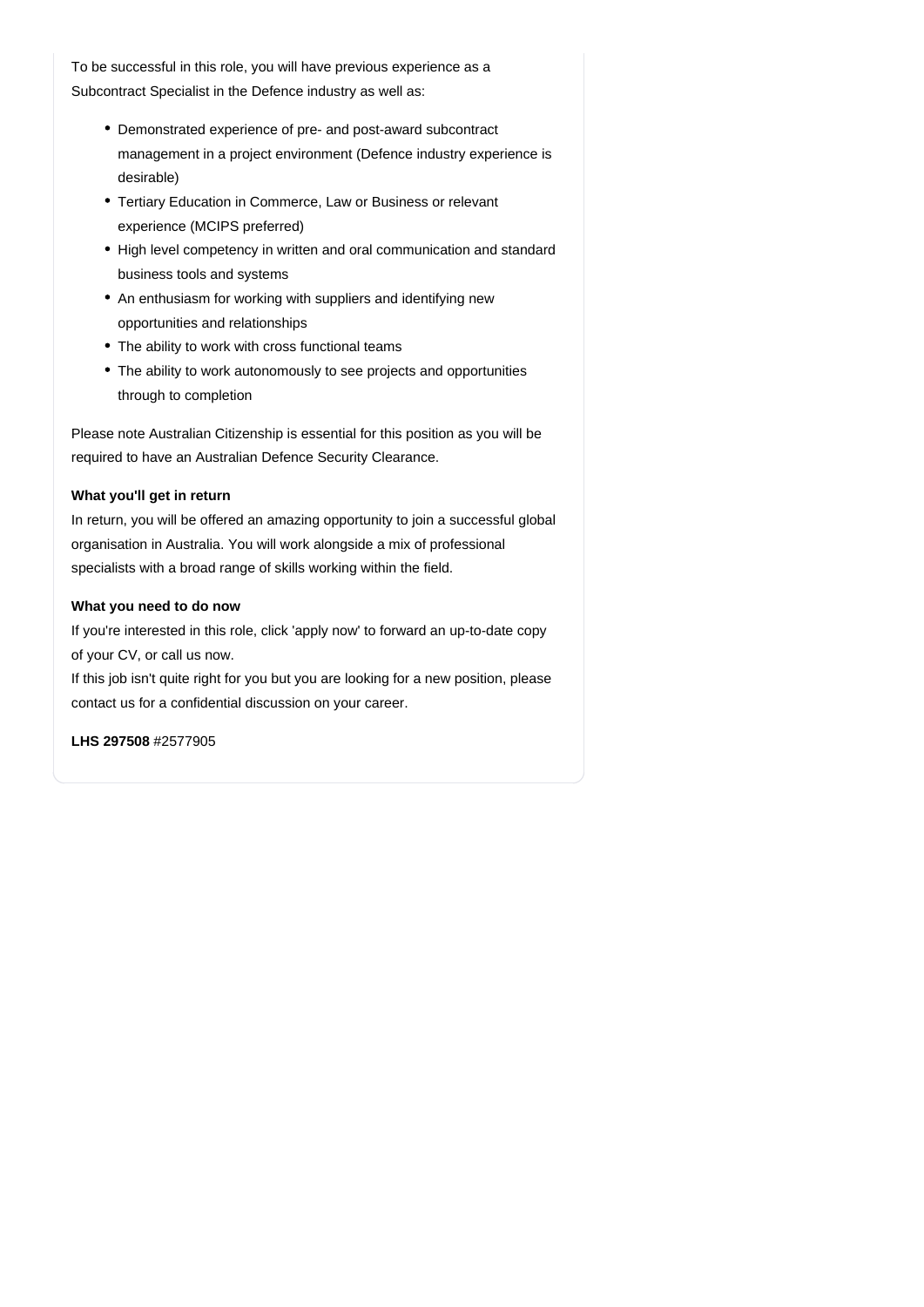To be successful in this role, you will have previous experience as a Subcontract Specialist in the Defence industry as well as:

- Demonstrated experience of pre- and post-award subcontract management in a project environment (Defence industry experience is desirable)
- Tertiary Education in Commerce, Law or Business or relevant experience (MCIPS preferred)
- High level competency in written and oral communication and standard business tools and systems
- An enthusiasm for working with suppliers and identifying new opportunities and relationships
- The ability to work with cross functional teams
- The ability to work autonomously to see projects and opportunities through to completion

Please note Australian Citizenship is essential for this position as you will be required to have an Australian Defence Security Clearance.

**What you'll get in return**

In return, you will be offered an amazing opportunity to join a successful global organisation in Australia. You will work alongside a mix of professional specialists with a broad range of skills working within the field.

**What you need to do now**

If you're interested in this role, click 'apply now' to forward an up-to-date copy of your CV, or call us now.

If this job isn't quite right for you but you are looking for a new position, please contact us for a confidential discussion on your career.

**LHS 297508** #2577905